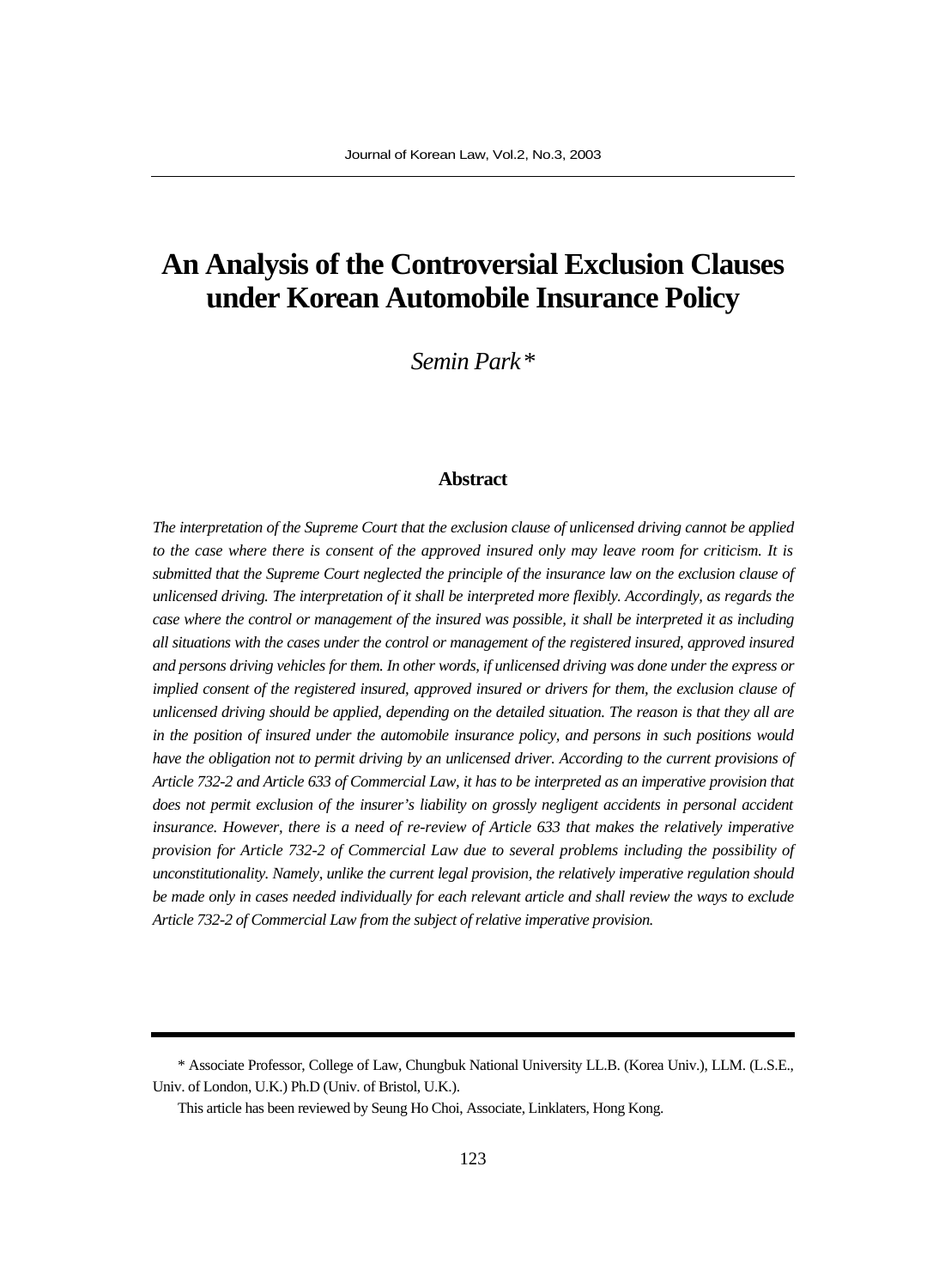# An Analysis of the Controversial Exclusion Clauses under Korean Automobile Insurance Policy

*Semin Park\**

## Abstract

*The interpretation of the Supreme Court that the exclusion clause of unlicensed driving cannot be applied to the case where there is consent of the approved insured only may leave room for criticism. It is submitted that the Supreme Court neglected the principle of the insurance law on the exclusion clause of unlicensed driving. The interpretation of it shall be interpreted more flexibly. Accordingly, as regards the case where the control or management of the insured was possible, it shall be interpreted it as including all situations with the cases under the control or management of the registered insured, approved insured and persons driving vehicles for them. In other words, if unlicensed driving was done under the express or implied consent of the registered insured, approved insured or drivers for them, the exclusion clause of unlicensed driving should be applied, depending on the detailed situation. The reason is that they all are in the position of insured under the automobile insurance policy, and persons in such positions would have the obligation not to permit driving by an unlicensed driver. According to the current provisions of Article 732-2 and Article 633 of Commercial Law, it has to be interpreted as an imperative provision that does not permit exclusion of the insurer's liability on grossly negligent accidents in personal accident insurance. However, there is a need of re-review of Article 633 that makes the relatively imperative provision for Article 732-2 of Commercial Law due to several problems including the possibility of unconstitutionality. Namely, unlike the current legal provision, the relatively imperative regulation should be made only in cases needed individually for each relevant article and shall review the ways to exclude Article 732-2 of Commercial Law from the subject of relative imperative provision.*

---

\* Associate Professor, College of Law, Chungbuk National University LL.B. (Korea Univ.), LLM. (L.S.E., Univ. of London, U.K.) Ph.D (Univ. of Bristol, U.K.).

This article has been reviewed by Seung Ho Choi, Associate, Linklaters, Hong Kong.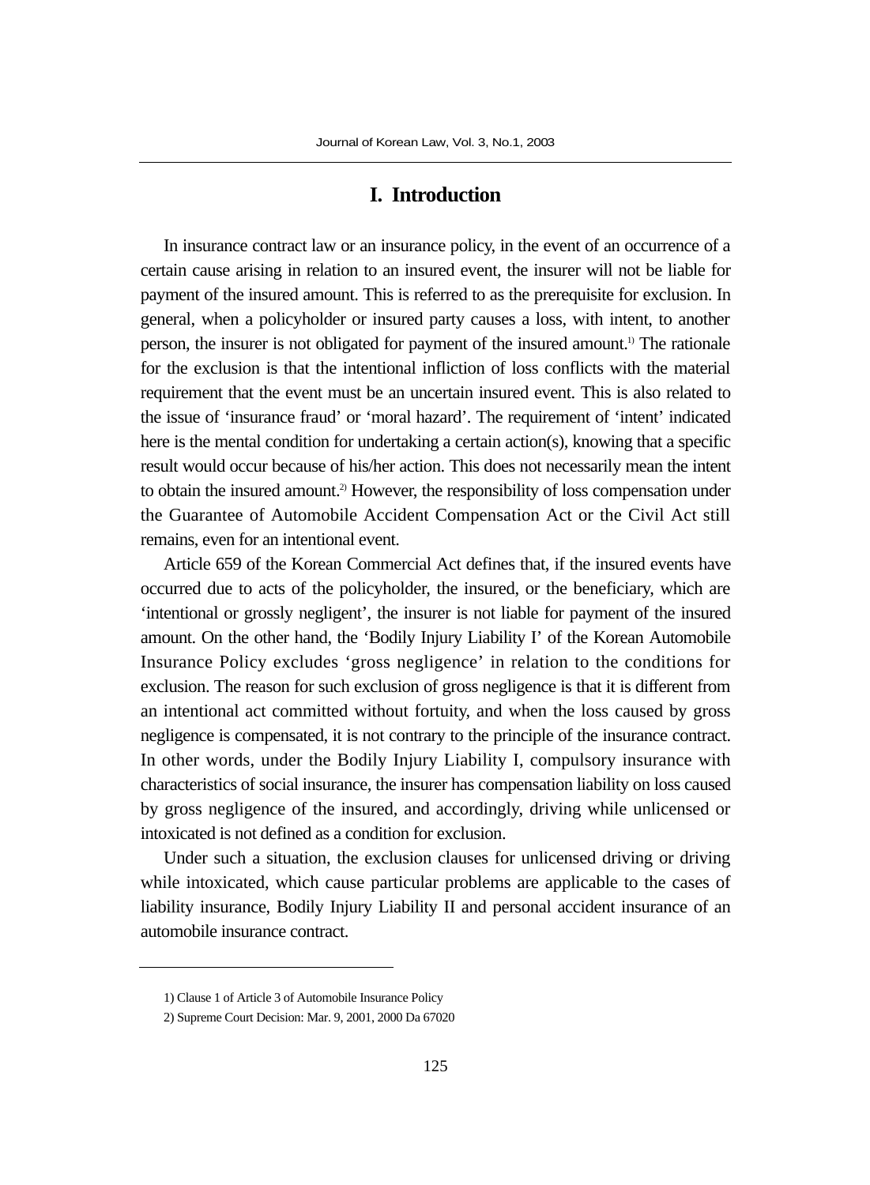## I. Introduction

In insurance contract law or an insurance policy, in the event of an occurrence of a certain cause arising in relation to an insured event, the insurer will not be liable for payment of the insured amount. This is referred to as the prerequisite for exclusion. In general, when a policyholder or insured party causes a loss, with intent, to another person, the insurer is not obligated for payment of the insured amount.[1] The rationale for the exclusion is that the intentional infliction of loss conflicts with the material requirement that the event must be an uncertain insured event. This is also related to the issue of 'insurance fraud' or 'moral hazard'. The requirement of 'intent' indicated here is the mental condition for undertaking a certain action(s), knowing that a specific result would occur because of his/her action. This does not necessarily mean the intent to obtain the insured amount.[2] However, the responsibility of loss compensation under the Guarantee of Automobile Accident Compensation Act or the Civil Act still remains, even for an intentional event.

Article 659 of the Korean Commercial Act defines that, if the insured events have occurred due to acts of the policyholder, the insured, or the beneficiary, which are 'intentional or grossly negligent', the insurer is not liable for payment of the insured amount. On the other hand, the 'Bodily Injury Liability I' of the Korean Automobile Insurance Policy excludes 'gross negligence' in relation to the conditions for exclusion. The reason for such exclusion of gross negligence is that it is different from an intentional act committed without fortuity, and when the loss caused by gross negligence is compensated, it is not contrary to the principle of the insurance contract. In other words, under the Bodily Injury Liability I, compulsory insurance with characteristics of social insurance, the insurer has compensation liability on loss caused by gross negligence of the insured, and accordingly, driving while unlicensed or intoxicated is not defined as a condition for exclusion.

Under such a situation, the exclusion clauses for unlicensed driving or driving while intoxicated, which cause particular problems are applicable to the cases of liability insurance, Bodily Injury Liability II and personal accident insurance of an automobile insurance contract.

---

1) Clause 1 of Article 3 of Automobile Insurance Policy

2) Supreme Court Decision: Mar. 9, 2001, 2000 Da 67020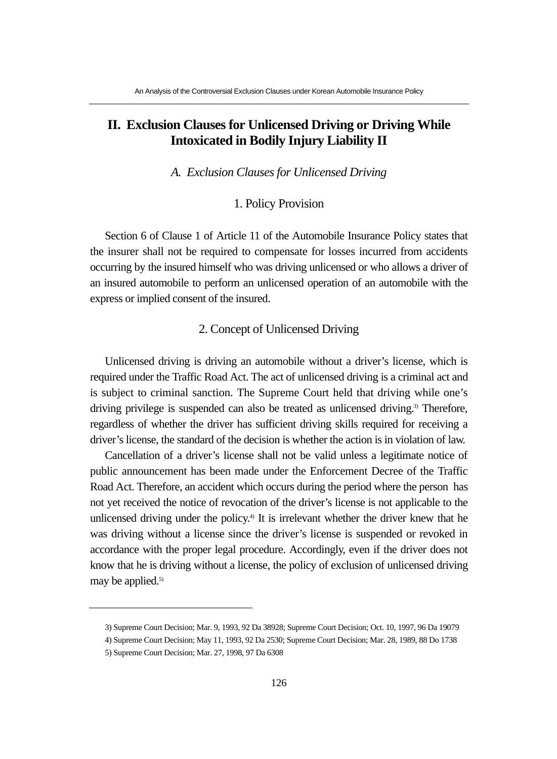## II. Exclusion Clauses for Unlicensed Driving or Driving While Intoxicated in Bodily Injury Liability II

### *A. Exclusion Clauses for Unlicensed Driving*

#### 1. Policy Provision

Section 6 of Clause 1 of Article 11 of the Automobile Insurance Policy states that the insurer shall not be required to compensate for losses incurred from accidents occurring by the insured himself who was driving unlicensed or who allows a driver of an insured automobile to perform an unlicensed operation of an automobile with the express or implied consent of the insured.

#### 2. Concept of Unlicensed Driving

Unlicensed driving is driving an automobile without a driver's license, which is required under the Traffic Road Act. The act of unlicensed driving is a criminal act and is subject to criminal sanction. The Supreme Court held that driving while one's driving privilege is suspended can also be treated as unlicensed driving.[3] Therefore, regardless of whether the driver has sufficient driving skills required for receiving a driver's license, the standard of the decision is whether the action is in violation of law.

Cancellation of a driver's license shall not be valid unless a legitimate notice of public announcement has been made under the Enforcement Decree of the Traffic Road Act. Therefore, an accident which occurs during the period where the person has not yet received the notice of revocation of the driver's license is not applicable to the unlicensed driving under the policy.[4] It is irrelevant whether the driver knew that he was driving without a license since the driver's license is suspended or revoked in accordance with the proper legal procedure. Accordingly, even if the driver does not know that he is driving without a license, the policy of exclusion of unlicensed driving may be applied.[5]

---

3) Supreme Court Decision; Mar. 9, 1993, 92 Da 38928; Supreme Court Decision; Oct. 10, 1997, 96 Da 19079

4) Supreme Court Decision; May 11, 1993, 92 Da 2530; Supreme Court Decision; Mar. 28, 1989, 88 Do 1738

5) Supreme Court Decision; Mar. 27, 1998, 97 Da 6308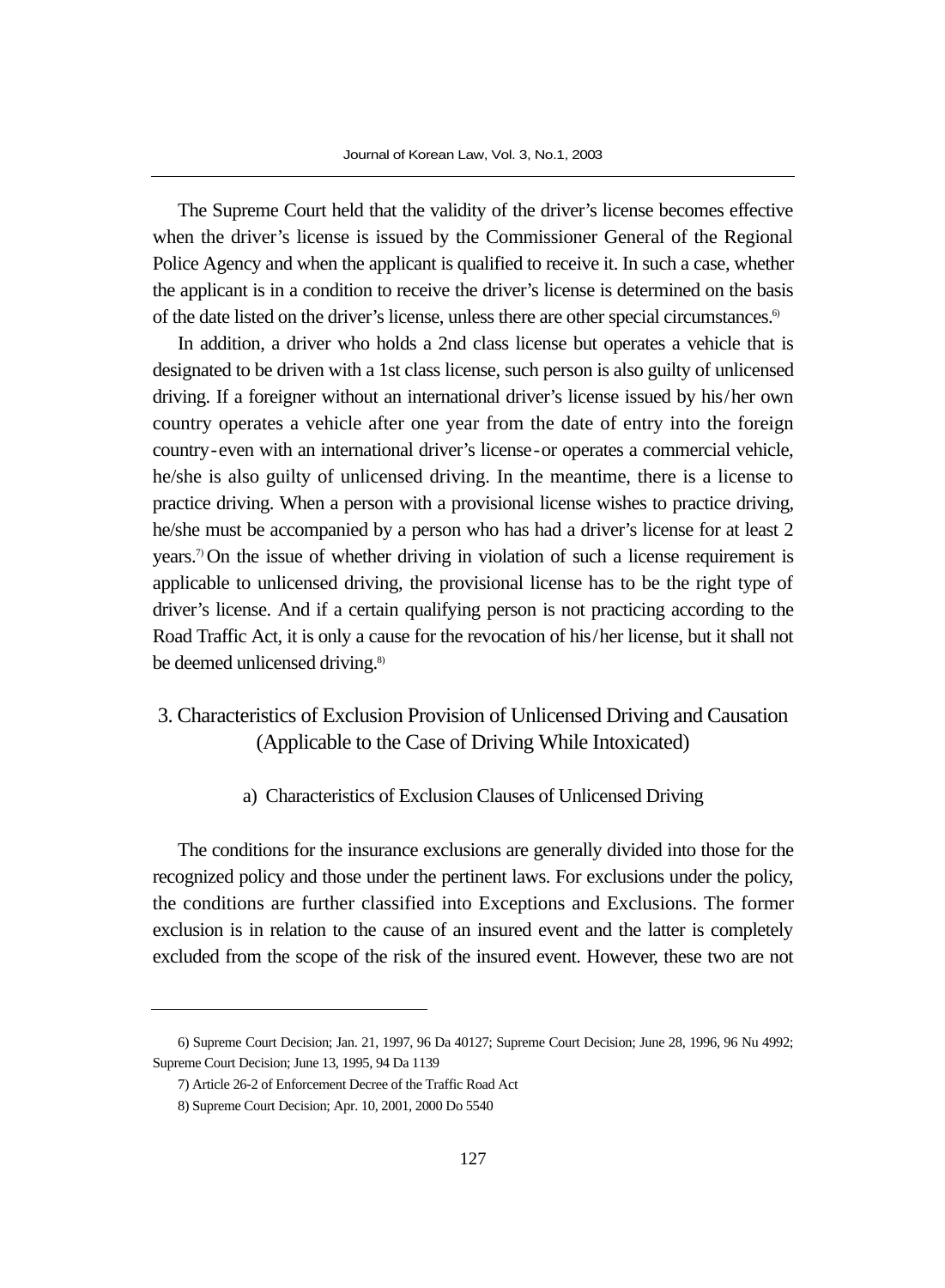The Supreme Court held that the validity of the driver's license becomes effective when the driver's license is issued by the Commissioner General of the Regional Police Agency and when the applicant is qualified to receive it. In such a case, whether the applicant is in a condition to receive the driver's license is determined on the basis of the date listed on the driver's license, unless there are other special circumstances.[6]

In addition, a driver who holds a 2nd class license but operates a vehicle that is designated to be driven with a 1st class license, such person is also guilty of unlicensed driving. If a foreigner without an international driver's license issued by his/her own country operates a vehicle after one year from the date of entry into the foreign country-even with an international driver's license-or operates a commercial vehicle, he/she is also guilty of unlicensed driving. In the meantime, there is a license to practice driving. When a person with a provisional license wishes to practice driving, he/she must be accompanied by a person who has had a driver's license for at least 2 years.[7] On the issue of whether driving in violation of such a license requirement is applicable to unlicensed driving, the provisional license has to be the right type of driver's license. And if a certain qualifying person is not practicing according to the Road Traffic Act, it is only a cause for the revocation of his/her license, but it shall not be deemed unlicensed driving.[8]

## 3. Characteristics of Exclusion Provision of Unlicensed Driving and Causation (Applicable to the Case of Driving While Intoxicated)

### a) Characteristics of Exclusion Clauses of Unlicensed Driving

The conditions for the insurance exclusions are generally divided into those for the recognized policy and those under the pertinent laws. For exclusions under the policy, the conditions are further classified into Exceptions and Exclusions. The former exclusion is in relation to the cause of an insured event and the latter is completely excluded from the scope of the risk of the insured event. However, these two are not

---

6) Supreme Court Decision; Jan. 21, 1997, 96 Da 40127; Supreme Court Decision; June 28, 1996, 96 Nu 4992; Supreme Court Decision; June 13, 1995, 94 Da 1139

7) Article 26-2 of Enforcement Decree of the Traffic Road Act

8) Supreme Court Decision; Apr. 10, 2001, 2000 Do 5540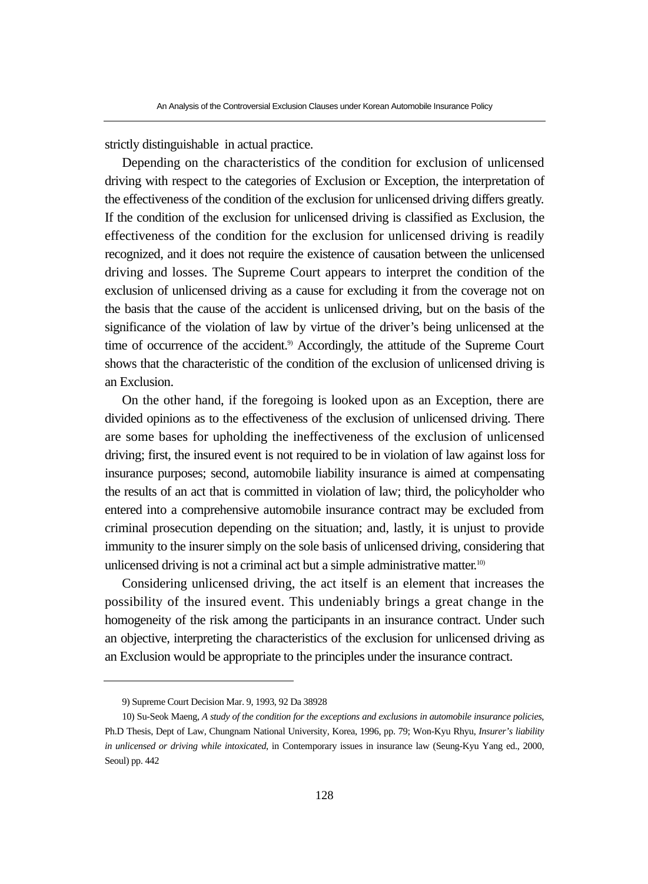strictly distinguishable in actual practice.

Depending on the characteristics of the condition for exclusion of unlicensed driving with respect to the categories of Exclusion or Exception, the interpretation of the effectiveness of the condition of the exclusion for unlicensed driving differs greatly. If the condition of the exclusion for unlicensed driving is classified as Exclusion, the effectiveness of the condition for the exclusion for unlicensed driving is readily recognized, and it does not require the existence of causation between the unlicensed driving and losses. The Supreme Court appears to interpret the condition of the exclusion of unlicensed driving as a cause for excluding it from the coverage not on the basis that the cause of the accident is unlicensed driving, but on the basis of the significance of the violation of law by virtue of the driver's being unlicensed at the time of occurrence of the accident.[9] Accordingly, the attitude of the Supreme Court shows that the characteristic of the condition of the exclusion of unlicensed driving is an Exclusion.

On the other hand, if the foregoing is looked upon as an Exception, there are divided opinions as to the effectiveness of the exclusion of unlicensed driving. There are some bases for upholding the ineffectiveness of the exclusion of unlicensed driving; first, the insured event is not required to be in violation of law against loss for insurance purposes; second, automobile liability insurance is aimed at compensating the results of an act that is committed in violation of law; third, the policyholder who entered into a comprehensive automobile insurance contract may be excluded from criminal prosecution depending on the situation; and, lastly, it is unjust to provide immunity to the insurer simply on the sole basis of unlicensed driving, considering that unlicensed driving is not a criminal act but a simple administrative matter.[10]

Considering unlicensed driving, the act itself is an element that increases the possibility of the insured event. This undeniably brings a great change in the homogeneity of the risk among the participants in an insurance contract. Under such an objective, interpreting the characteristics of the exclusion for unlicensed driving as an Exclusion would be appropriate to the principles under the insurance contract.

---

9) Supreme Court Decision Mar. 9, 1993, 92 Da 38928

10) Su-Seok Maeng, *A study of the condition for the exceptions and exclusions in automobile insurance policies*, Ph.D Thesis, Dept of Law, Chungnam National University, Korea, 1996, pp. 79; Won-Kyu Rhyu, *Insurer's liability in unlicensed or driving while intoxicated*, in Contemporary issues in insurance law (Seung-Kyu Yang ed., 2000, Seoul) pp. 442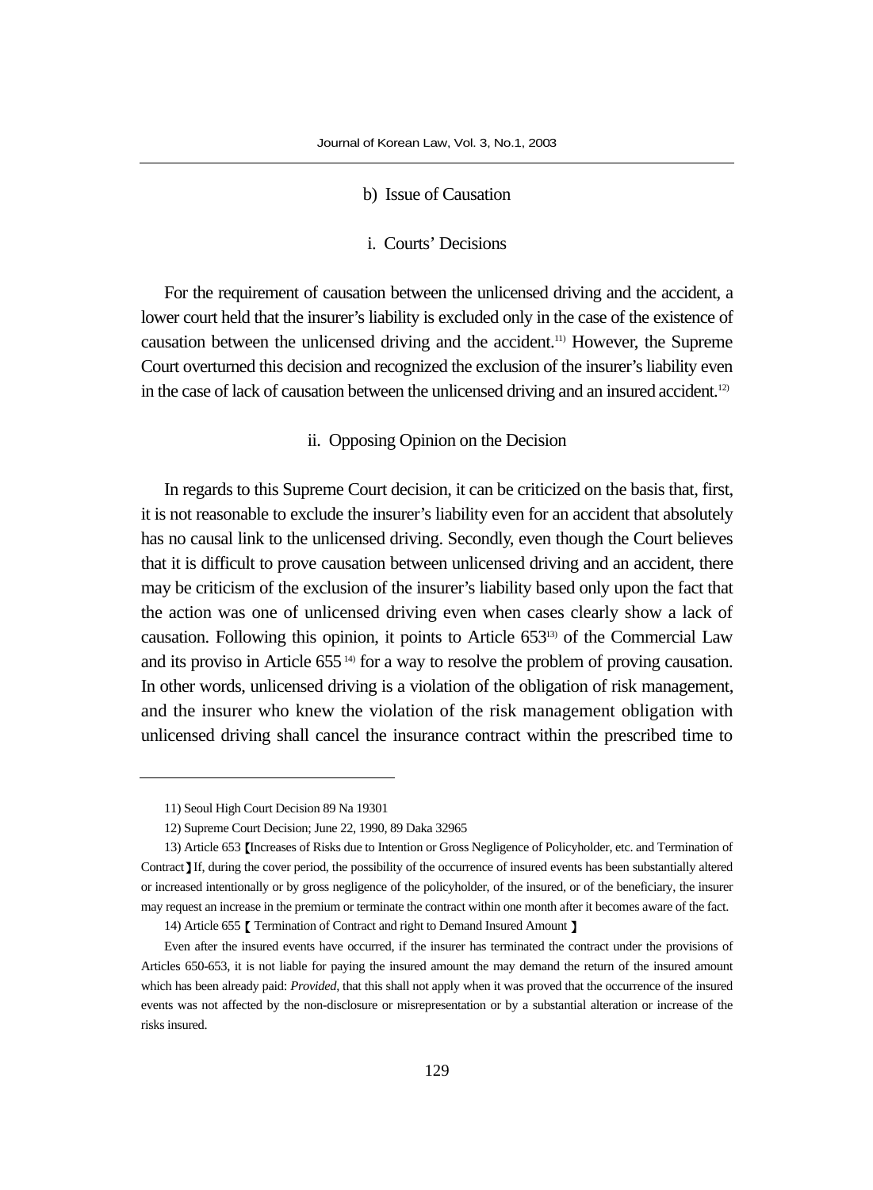b) Issue of Causation

i. Courts' Decisions

For the requirement of causation between the unlicensed driving and the accident, a lower court held that the insurer's liability is excluded only in the case of the existence of causation between the unlicensed driving and the accident.[11] However, the Supreme Court overturned this decision and recognized the exclusion of the insurer's liability even in the case of lack of causation between the unlicensed driving and an insured accident.[12]

ii. Opposing Opinion on the Decision

In regards to this Supreme Court decision, it can be criticized on the basis that, first, it is not reasonable to exclude the insurer's liability even for an accident that absolutely has no causal link to the unlicensed driving. Secondly, even though the Court believes that it is difficult to prove causation between unlicensed driving and an accident, there may be criticism of the exclusion of the insurer's liability based only upon the fact that the action was one of unlicensed driving even when cases clearly show a lack of causation. Following this opinion, it points to Article 653[13] of the Commercial Law and its proviso in Article 655[14] for a way to resolve the problem of proving causation. In other words, unlicensed driving is a violation of the obligation of risk management, and the insurer who knew the violation of the risk management obligation with unlicensed driving shall cancel the insurance contract within the prescribed time to

---

11) Seoul High Court Decision 89 Na 19301

12) Supreme Court Decision; June 22, 1990, 89 Daka 32965

13) Article 653【Increases of Risks due to Intention or Gross Negligence of Policyholder, etc. and Termination of Contract】If, during the cover period, the possibility of the occurrence of insured events has been substantially altered or increased intentionally or by gross negligence of the policyholder, of the insured, or of the beneficiary, the insurer may request an increase in the premium or terminate the contract within one month after it becomes aware of the fact.

14) Article 655【 Termination of Contract and right to Demand Insured Amount 】

Even after the insured events have occurred, if the insurer has terminated the contract under the provisions of Articles 650-653, it is not liable for paying the insured amount the may demand the return of the insured amount which has been already paid: *Provided*, that this shall not apply when it was proved that the occurrence of the insured events was not affected by the non-disclosure or misrepresentation or by a substantial alteration or increase of the risks insured.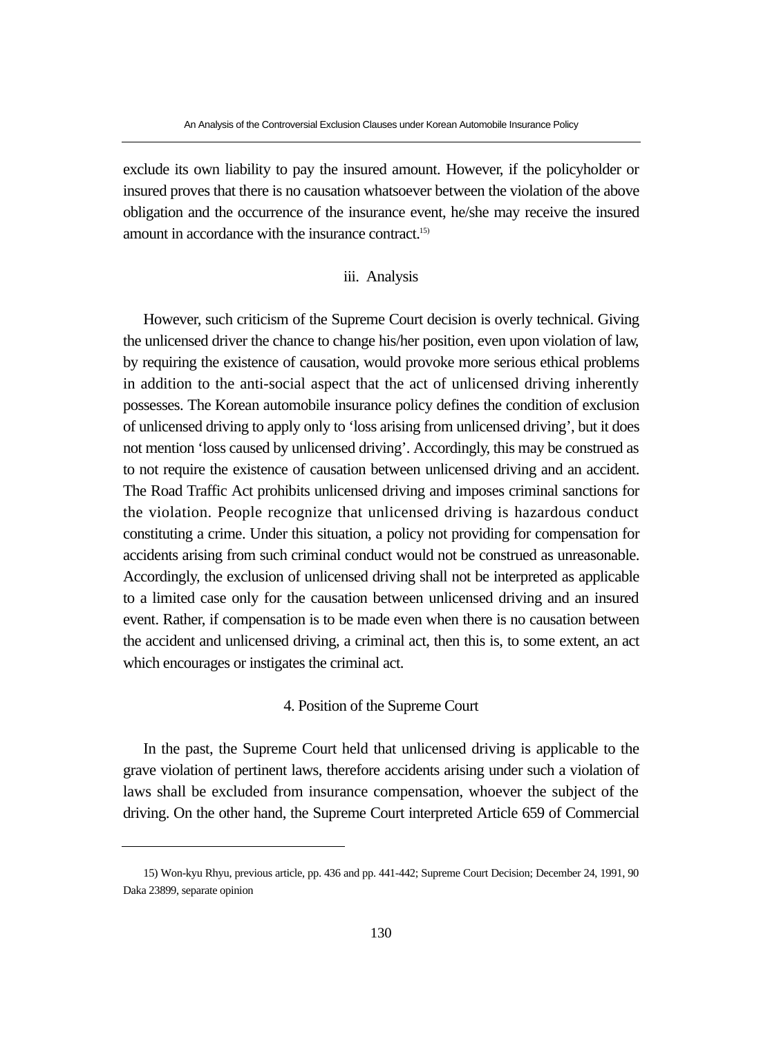exclude its own liability to pay the insured amount. However, if the policyholder or insured proves that there is no causation whatsoever between the violation of the above obligation and the occurrence of the insurance event, he/she may receive the insured amount in accordance with the insurance contract.[15)]

#### iii. Analysis

However, such criticism of the Supreme Court decision is overly technical. Giving the unlicensed driver the chance to change his/her position, even upon violation of law, by requiring the existence of causation, would provoke more serious ethical problems in addition to the anti-social aspect that the act of unlicensed driving inherently possesses. The Korean automobile insurance policy defines the condition of exclusion of unlicensed driving to apply only to 'loss arising from unlicensed driving', but it does not mention 'loss caused by unlicensed driving'. Accordingly, this may be construed as to not require the existence of causation between unlicensed driving and an accident. The Road Traffic Act prohibits unlicensed driving and imposes criminal sanctions for the violation. People recognize that unlicensed driving is hazardous conduct constituting a crime. Under this situation, a policy not providing for compensation for accidents arising from such criminal conduct would not be construed as unreasonable. Accordingly, the exclusion of unlicensed driving shall not be interpreted as applicable to a limited case only for the causation between unlicensed driving and an insured event. Rather, if compensation is to be made even when there is no causation between the accident and unlicensed driving, a criminal act, then this is, to some extent, an act which encourages or instigates the criminal act.

### 4. Position of the Supreme Court

In the past, the Supreme Court held that unlicensed driving is applicable to the grave violation of pertinent laws, therefore accidents arising under such a violation of laws shall be excluded from insurance compensation, whoever the subject of the driving. On the other hand, the Supreme Court interpreted Article 659 of Commercial

---

15) Won-kyu Rhyu, previous article, pp. 436 and pp. 441-442; Supreme Court Decision; December 24, 1991, 90 Daka 23899, separate opinion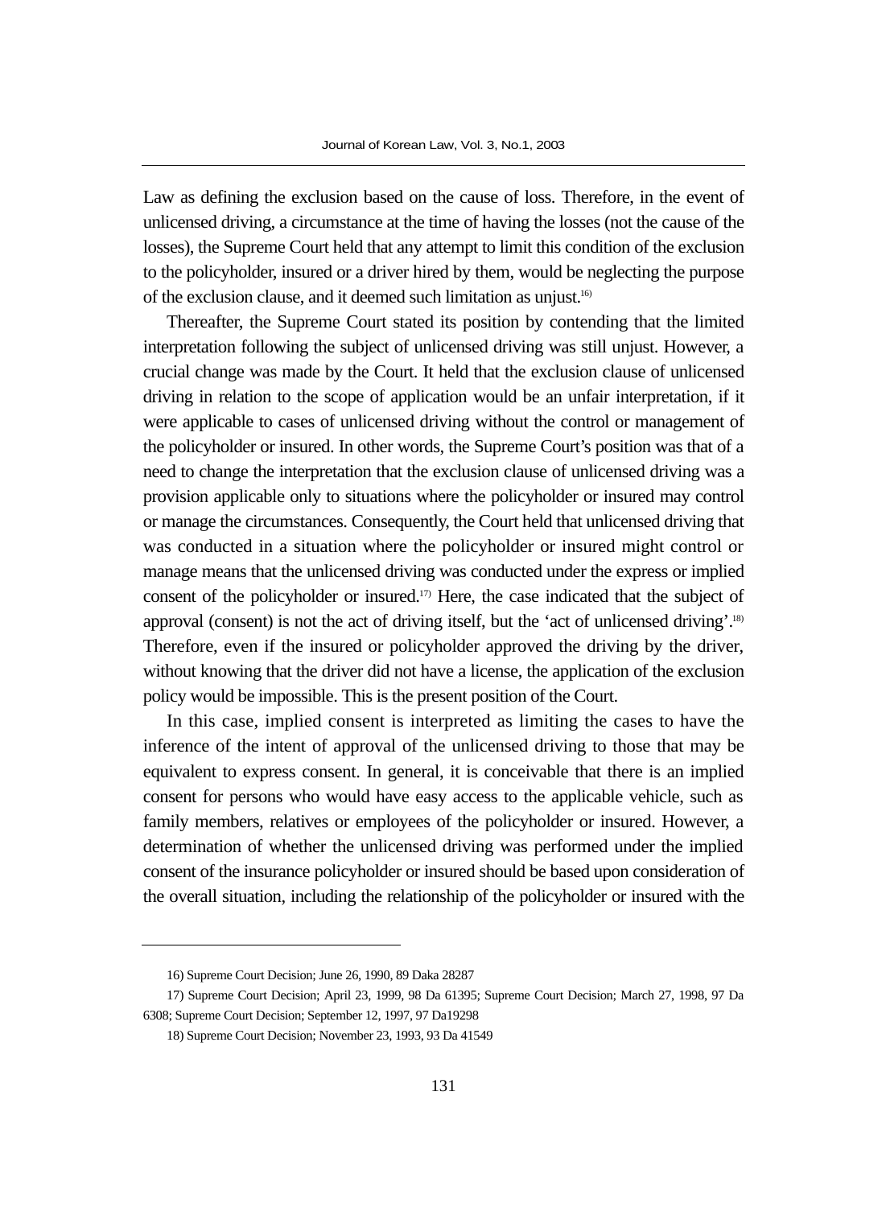Law as defining the exclusion based on the cause of loss. Therefore, in the event of unlicensed driving, a circumstance at the time of having the losses (not the cause of the losses), the Supreme Court held that any attempt to limit this condition of the exclusion to the policyholder, insured or a driver hired by them, would be neglecting the purpose of the exclusion clause, and it deemed such limitation as unjust.[16)]

Thereafter, the Supreme Court stated its position by contending that the limited interpretation following the subject of unlicensed driving was still unjust. However, a crucial change was made by the Court. It held that the exclusion clause of unlicensed driving in relation to the scope of application would be an unfair interpretation, if it were applicable to cases of unlicensed driving without the control or management of the policyholder or insured. In other words, the Supreme Court's position was that of a need to change the interpretation that the exclusion clause of unlicensed driving was a provision applicable only to situations where the policyholder or insured may control or manage the circumstances. Consequently, the Court held that unlicensed driving that was conducted in a situation where the policyholder or insured might control or manage means that the unlicensed driving was conducted under the express or implied consent of the policyholder or insured.[17)] Here, the case indicated that the subject of approval (consent) is not the act of driving itself, but the 'act of unlicensed driving'.[18)] Therefore, even if the insured or policyholder approved the driving by the driver, without knowing that the driver did not have a license, the application of the exclusion policy would be impossible. This is the present position of the Court.

In this case, implied consent is interpreted as limiting the cases to have the inference of the intent of approval of the unlicensed driving to those that may be equivalent to express consent. In general, it is conceivable that there is an implied consent for persons who would have easy access to the applicable vehicle, such as family members, relatives or employees of the policyholder or insured. However, a determination of whether the unlicensed driving was performed under the implied consent of the insurance policyholder or insured should be based upon consideration of the overall situation, including the relationship of the policyholder or insured with the

---

16) Supreme Court Decision; June 26, 1990, 89 Daka 28287

17) Supreme Court Decision; April 23, 1999, 98 Da 61395; Supreme Court Decision; March 27, 1998, 97 Da 6308; Supreme Court Decision; September 12, 1997, 97 Da19298

18) Supreme Court Decision; November 23, 1993, 93 Da 41549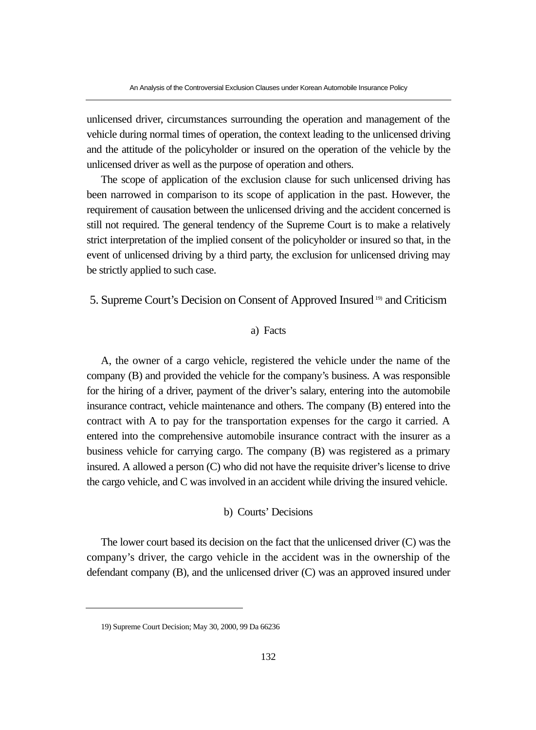unlicensed driver, circumstances surrounding the operation and management of the vehicle during normal times of operation, the context leading to the unlicensed driving and the attitude of the policyholder or insured on the operation of the vehicle by the unlicensed driver as well as the purpose of operation and others.

The scope of application of the exclusion clause for such unlicensed driving has been narrowed in comparison to its scope of application in the past. However, the requirement of causation between the unlicensed driving and the accident concerned is still not required. The general tendency of the Supreme Court is to make a relatively strict interpretation of the implied consent of the policyholder or insured so that, in the event of unlicensed driving by a third party, the exclusion for unlicensed driving may be strictly applied to such case.

## 5. Supreme Court's Decision on Consent of Approved Insured[19] and Criticism

### a) Facts

A, the owner of a cargo vehicle, registered the vehicle under the name of the company (B) and provided the vehicle for the company's business. A was responsible for the hiring of a driver, payment of the driver's salary, entering into the automobile insurance contract, vehicle maintenance and others. The company (B) entered into the contract with A to pay for the transportation expenses for the cargo it carried. A entered into the comprehensive automobile insurance contract with the insurer as a business vehicle for carrying cargo. The company (B) was registered as a primary insured. A allowed a person (C) who did not have the requisite driver's license to drive the cargo vehicle, and C was involved in an accident while driving the insured vehicle.

### b) Courts' Decisions

The lower court based its decision on the fact that the unlicensed driver (C) was the company's driver, the cargo vehicle in the accident was in the ownership of the defendant company (B), and the unlicensed driver (C) was an approved insured under

---

19) Supreme Court Decision; May 30, 2000, 99 Da 66236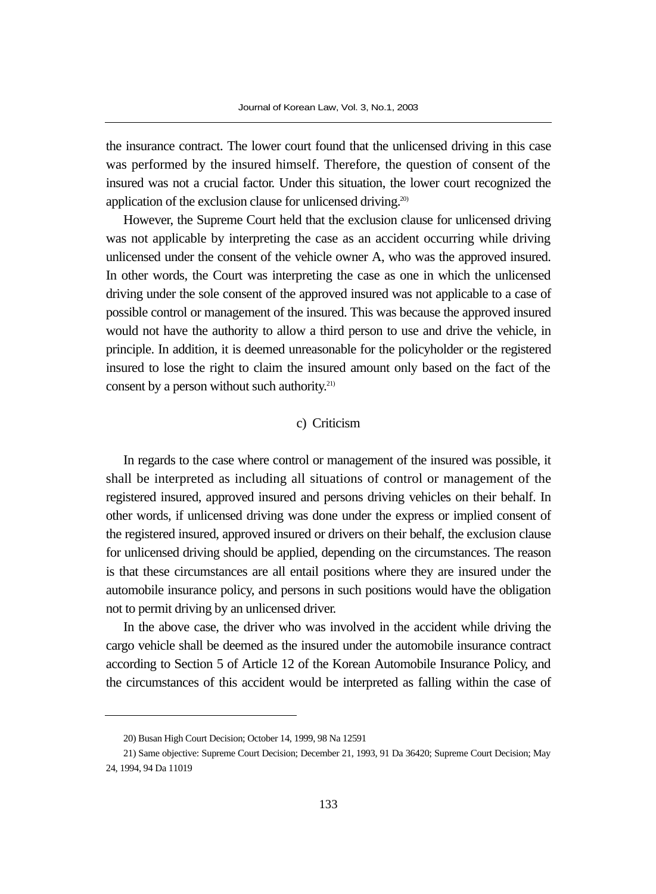the insurance contract. The lower court found that the unlicensed driving in this case was performed by the insured himself. Therefore, the question of consent of the insured was not a crucial factor. Under this situation, the lower court recognized the application of the exclusion clause for unlicensed driving.[20]

However, the Supreme Court held that the exclusion clause for unlicensed driving was not applicable by interpreting the case as an accident occurring while driving unlicensed under the consent of the vehicle owner A, who was the approved insured. In other words, the Court was interpreting the case as one in which the unlicensed driving under the sole consent of the approved insured was not applicable to a case of possible control or management of the insured. This was because the approved insured would not have the authority to allow a third person to use and drive the vehicle, in principle. In addition, it is deemed unreasonable for the policyholder or the registered insured to lose the right to claim the insured amount only based on the fact of the consent by a person without such authority.[21]

#### c) Criticism

In regards to the case where control or management of the insured was possible, it shall be interpreted as including all situations of control or management of the registered insured, approved insured and persons driving vehicles on their behalf. In other words, if unlicensed driving was done under the express or implied consent of the registered insured, approved insured or drivers on their behalf, the exclusion clause for unlicensed driving should be applied, depending on the circumstances. The reason is that these circumstances are all entail positions where they are insured under the automobile insurance policy, and persons in such positions would have the obligation not to permit driving by an unlicensed driver.

In the above case, the driver who was involved in the accident while driving the cargo vehicle shall be deemed as the insured under the automobile insurance contract according to Section 5 of Article 12 of the Korean Automobile Insurance Policy, and the circumstances of this accident would be interpreted as falling within the case of

---

20) Busan High Court Decision; October 14, 1999, 98 Na 12591

21) Same objective: Supreme Court Decision; December 21, 1993, 91 Da 36420; Supreme Court Decision; May 24, 1994, 94 Da 11019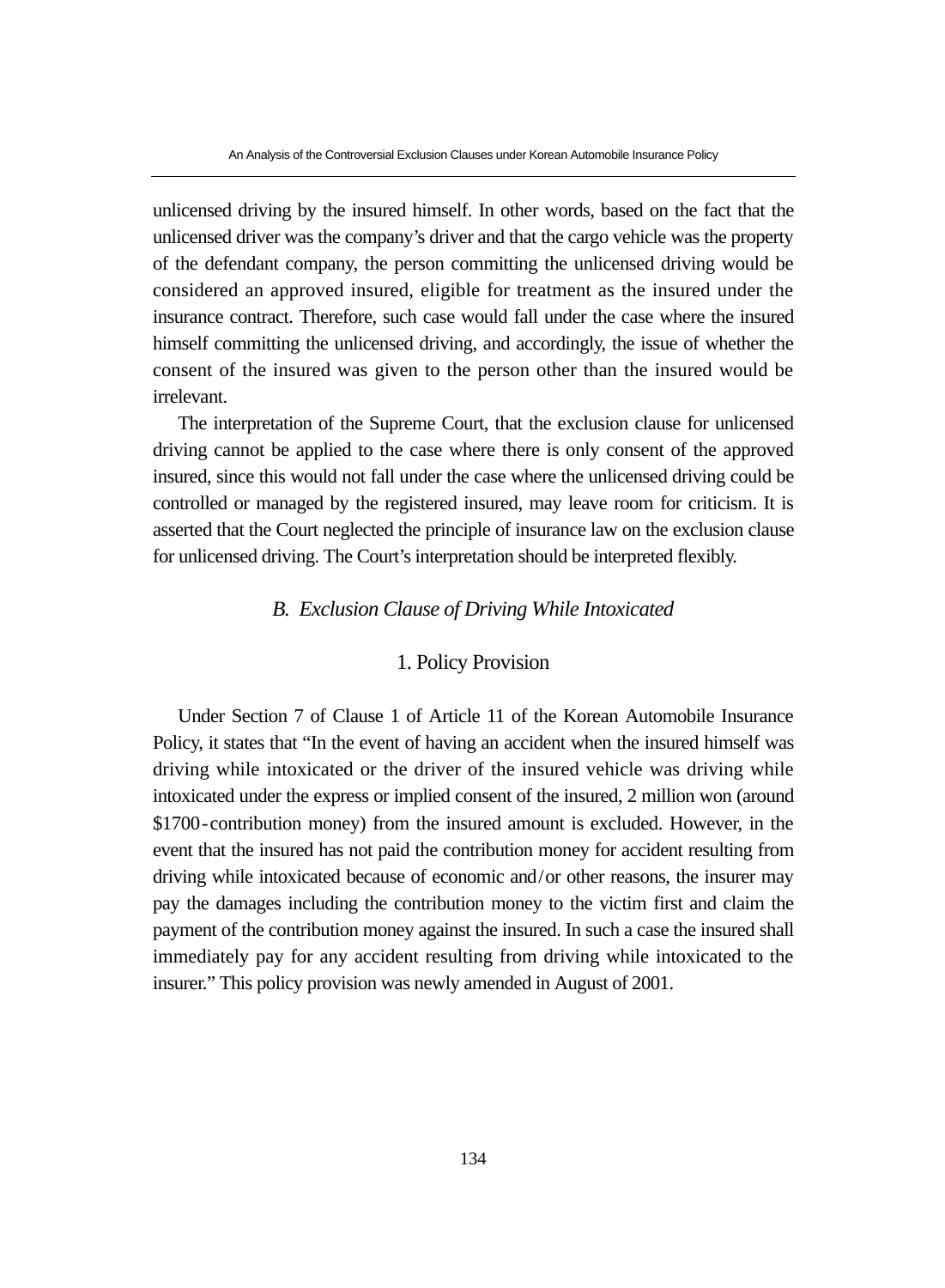unlicensed driving by the insured himself. In other words, based on the fact that the unlicensed driver was the company's driver and that the cargo vehicle was the property of the defendant company, the person committing the unlicensed driving would be considered an approved insured, eligible for treatment as the insured under the insurance contract. Therefore, such case would fall under the case where the insured himself committing the unlicensed driving, and accordingly, the issue of whether the consent of the insured was given to the person other than the insured would be irrelevant.

The interpretation of the Supreme Court, that the exclusion clause for unlicensed driving cannot be applied to the case where there is only consent of the approved insured, since this would not fall under the case where the unlicensed driving could be controlled or managed by the registered insured, may leave room for criticism. It is asserted that the Court neglected the principle of insurance law on the exclusion clause for unlicensed driving. The Court's interpretation should be interpreted flexibly.

### *B. Exclusion Clause of Driving While Intoxicated*

#### 1. Policy Provision

Under Section 7 of Clause 1 of Article 11 of the Korean Automobile Insurance Policy, it states that "In the event of having an accident when the insured himself was driving while intoxicated or the driver of the insured vehicle was driving while intoxicated under the express or implied consent of the insured, 2 million won (around $1700-contribution money) from the insured amount is excluded. However, in the event that the insured has not paid the contribution money for accident resulting from driving while intoxicated because of economic and/or other reasons, the insurer may pay the damages including the contribution money to the victim first and claim the payment of the contribution money against the insured. In such a case the insured shall immediately pay for any accident resulting from driving while intoxicated to the insurer." This policy provision was newly amended in August of 2001.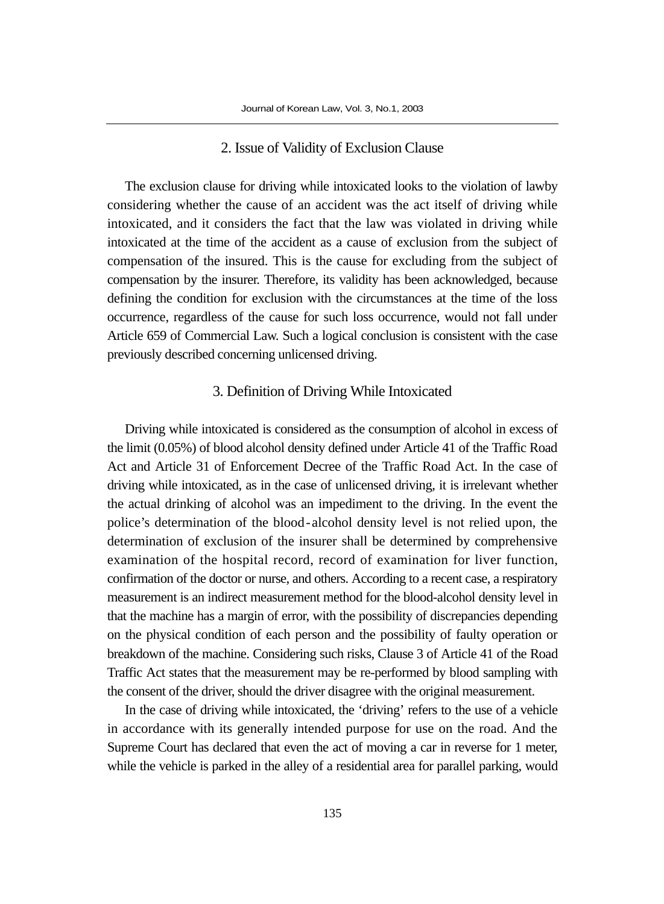## 2. Issue of Validity of Exclusion Clause

The exclusion clause for driving while intoxicated looks to the violation of lawby considering whether the cause of an accident was the act itself of driving while intoxicated, and it considers the fact that the law was violated in driving while intoxicated at the time of the accident as a cause of exclusion from the subject of compensation of the insured. This is the cause for excluding from the subject of compensation by the insurer. Therefore, its validity has been acknowledged, because defining the condition for exclusion with the circumstances at the time of the loss occurrence, regardless of the cause for such loss occurrence, would not fall under Article 659 of Commercial Law. Such a logical conclusion is consistent with the case previously described concerning unlicensed driving.

## 3. Definition of Driving While Intoxicated

Driving while intoxicated is considered as the consumption of alcohol in excess of the limit (0.05%) of blood alcohol density defined under Article 41 of the Traffic Road Act and Article 31 of Enforcement Decree of the Traffic Road Act. In the case of driving while intoxicated, as in the case of unlicensed driving, it is irrelevant whether the actual drinking of alcohol was an impediment to the driving. In the event the police's determination of the blood-alcohol density level is not relied upon, the determination of exclusion of the insurer shall be determined by comprehensive examination of the hospital record, record of examination for liver function, confirmation of the doctor or nurse, and others. According to a recent case, a respiratory measurement is an indirect measurement method for the blood-alcohol density level in that the machine has a margin of error, with the possibility of discrepancies depending on the physical condition of each person and the possibility of faulty operation or breakdown of the machine. Considering such risks, Clause 3 of Article 41 of the Road Traffic Act states that the measurement may be re-performed by blood sampling with the consent of the driver, should the driver disagree with the original measurement.

In the case of driving while intoxicated, the 'driving' refers to the use of a vehicle in accordance with its generally intended purpose for use on the road. And the Supreme Court has declared that even the act of moving a car in reverse for 1 meter, while the vehicle is parked in the alley of a residential area for parallel parking, would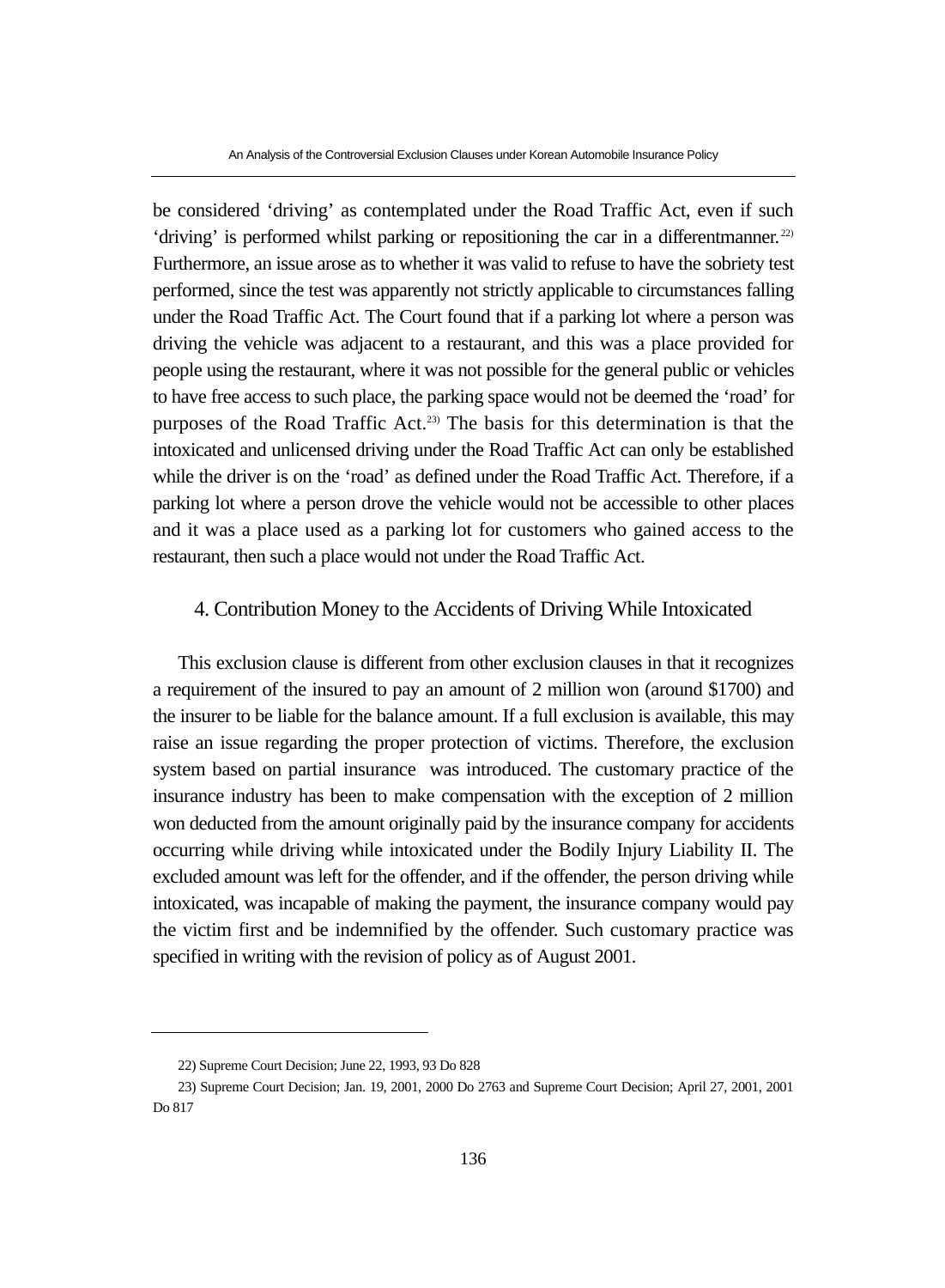be considered ‘driving’ as contemplated under the Road Traffic Act, even if such ‘driving’ is performed whilst parking or repositioning the car in a differentmanner.[22] Furthermore, an issue arose as to whether it was valid to refuse to have the sobriety test performed, since the test was apparently not strictly applicable to circumstances falling under the Road Traffic Act. The Court found that if a parking lot where a person was driving the vehicle was adjacent to a restaurant, and this was a place provided for people using the restaurant, where it was not possible for the general public or vehicles to have free access to such place, the parking space would not be deemed the ‘road’ for purposes of the Road Traffic Act.[23] The basis for this determination is that the intoxicated and unlicensed driving under the Road Traffic Act can only be established while the driver is on the ‘road’ as defined under the Road Traffic Act. Therefore, if a parking lot where a person drove the vehicle would not be accessible to other places and it was a place used as a parking lot for customers who gained access to the restaurant, then such a place would not under the Road Traffic Act.

### 4. Contribution Money to the Accidents of Driving While Intoxicated

This exclusion clause is different from other exclusion clauses in that it recognizes a requirement of the insured to pay an amount of 2 million won (around $1700) and the insurer to be liable for the balance amount. If a full exclusion is available, this may raise an issue regarding the proper protection of victims. Therefore, the exclusion system based on partial insurance was introduced. The customary practice of the insurance industry has been to make compensation with the exception of 2 million won deducted from the amount originally paid by the insurance company for accidents occurring while driving while intoxicated under the Bodily Injury Liability II. The excluded amount was left for the offender, and if the offender, the person driving while intoxicated, was incapable of making the payment, the insurance company would pay the victim first and be indemnified by the offender. Such customary practice was specified in writing with the revision of policy as of August 2001.

---

22) Supreme Court Decision; June 22, 1993, 93 Do 828

23) Supreme Court Decision; Jan. 19, 2001, 2000 Do 2763 and Supreme Court Decision; April 27, 2001, 2001 Do 817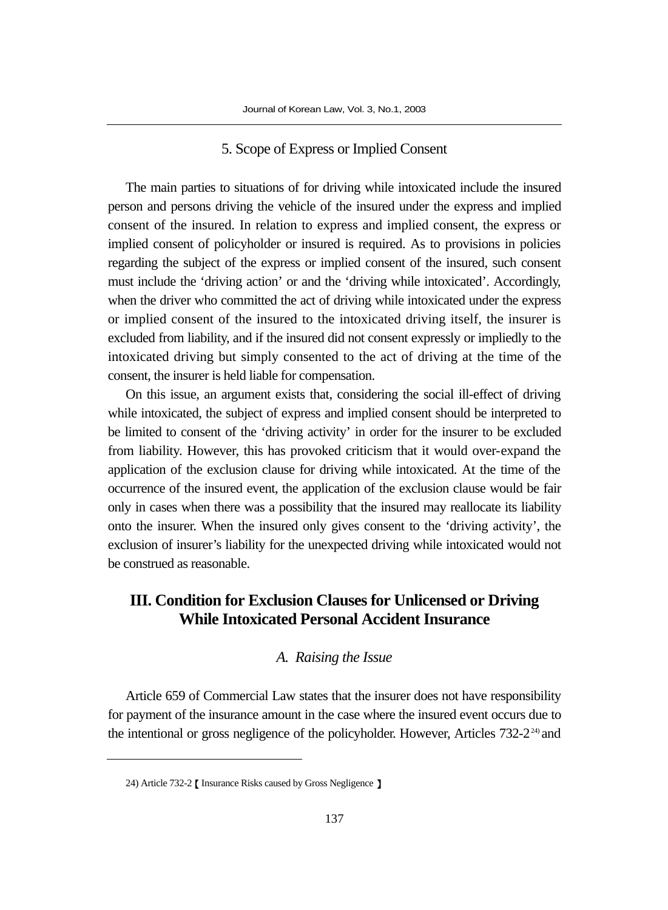### 5. Scope of Express or Implied Consent

The main parties to situations of for driving while intoxicated include the insured person and persons driving the vehicle of the insured under the express and implied consent of the insured. In relation to express and implied consent, the express or implied consent of policyholder or insured is required. As to provisions in policies regarding the subject of the express or implied consent of the insured, such consent must include the ‘driving action’ or and the ‘driving while intoxicated’. Accordingly, when the driver who committed the act of driving while intoxicated under the express or implied consent of the insured to the intoxicated driving itself, the insurer is excluded from liability, and if the insured did not consent expressly or impliedly to the intoxicated driving but simply consented to the act of driving at the time of the consent, the insurer is held liable for compensation.

On this issue, an argument exists that, considering the social ill-effect of driving while intoxicated, the subject of express and implied consent should be interpreted to be limited to consent of the ‘driving activity’ in order for the insurer to be excluded from liability. However, this has provoked criticism that it would over-expand the application of the exclusion clause for driving while intoxicated. At the time of the occurrence of the insured event, the application of the exclusion clause would be fair only in cases when there was a possibility that the insured may reallocate its liability onto the insurer. When the insured only gives consent to the ‘driving activity’, the exclusion of insurer’s liability for the unexpected driving while intoxicated would not be construed as reasonable.

## III. Condition for Exclusion Clauses for Unlicensed or Driving While Intoxicated Personal Accident Insurance

### *A. Raising the Issue*

Article 659 of Commercial Law states that the insurer does not have responsibility for payment of the insurance amount in the case where the insured event occurs due to the intentional or gross negligence of the policyholder. However, Articles 732-2[24] and

24) Article 732-2【Insurance Risks caused by Gross Negligence】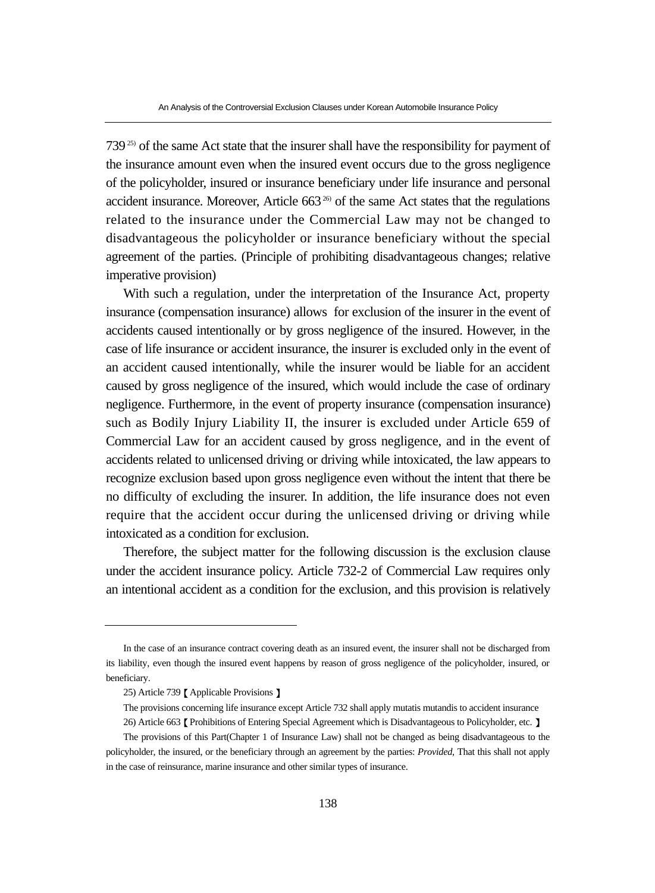739[25)] of the same Act state that the insurer shall have the responsibility for payment of the insurance amount even when the insured event occurs due to the gross negligence of the policyholder, insured or insurance beneficiary under life insurance and personal accident insurance. Moreover, Article 663[26)] of the same Act states that the regulations related to the insurance under the Commercial Law may not be changed to disadvantageous the policyholder or insurance beneficiary without the special agreement of the parties. (Principle of prohibiting disadvantageous changes; relative imperative provision)

With such a regulation, under the interpretation of the Insurance Act, property insurance (compensation insurance) allows for exclusion of the insurer in the event of accidents caused intentionally or by gross negligence of the insured. However, in the case of life insurance or accident insurance, the insurer is excluded only in the event of an accident caused intentionally, while the insurer would be liable for an accident caused by gross negligence of the insured, which would include the case of ordinary negligence. Furthermore, in the event of property insurance (compensation insurance) such as Bodily Injury Liability II, the insurer is excluded under Article 659 of Commercial Law for an accident caused by gross negligence, and in the event of accidents related to unlicensed driving or driving while intoxicated, the law appears to recognize exclusion based upon gross negligence even without the intent that there be no difficulty of excluding the insurer. In addition, the life insurance does not even require that the accident occur during the unlicensed driving or driving while intoxicated as a condition for exclusion.

Therefore, the subject matter for the following discussion is the exclusion clause under the accident insurance policy. Article 732-2 of Commercial Law requires only an intentional accident as a condition for the exclusion, and this provision is relatively

---

In the case of an insurance contract covering death as an insured event, the insurer shall not be discharged from its liability, even though the insured event happens by reason of gross negligence of the policyholder, insured, or beneficiary.

25) Article 739【Applicable Provisions】

The provisions concerning life insurance except Article 732 shall apply mutatis mutandis to accident insurance

26) Article 663【Prohibitions of Entering Special Agreement which is Disadvantageous to Policyholder, etc.】

The provisions of this Part(Chapter 1 of Insurance Law) shall not be changed as being disadvantageous to the policyholder, the insured, or the beneficiary through an agreement by the parties: *Provided*, That this shall not apply in the case of reinsurance, marine insurance and other similar types of insurance.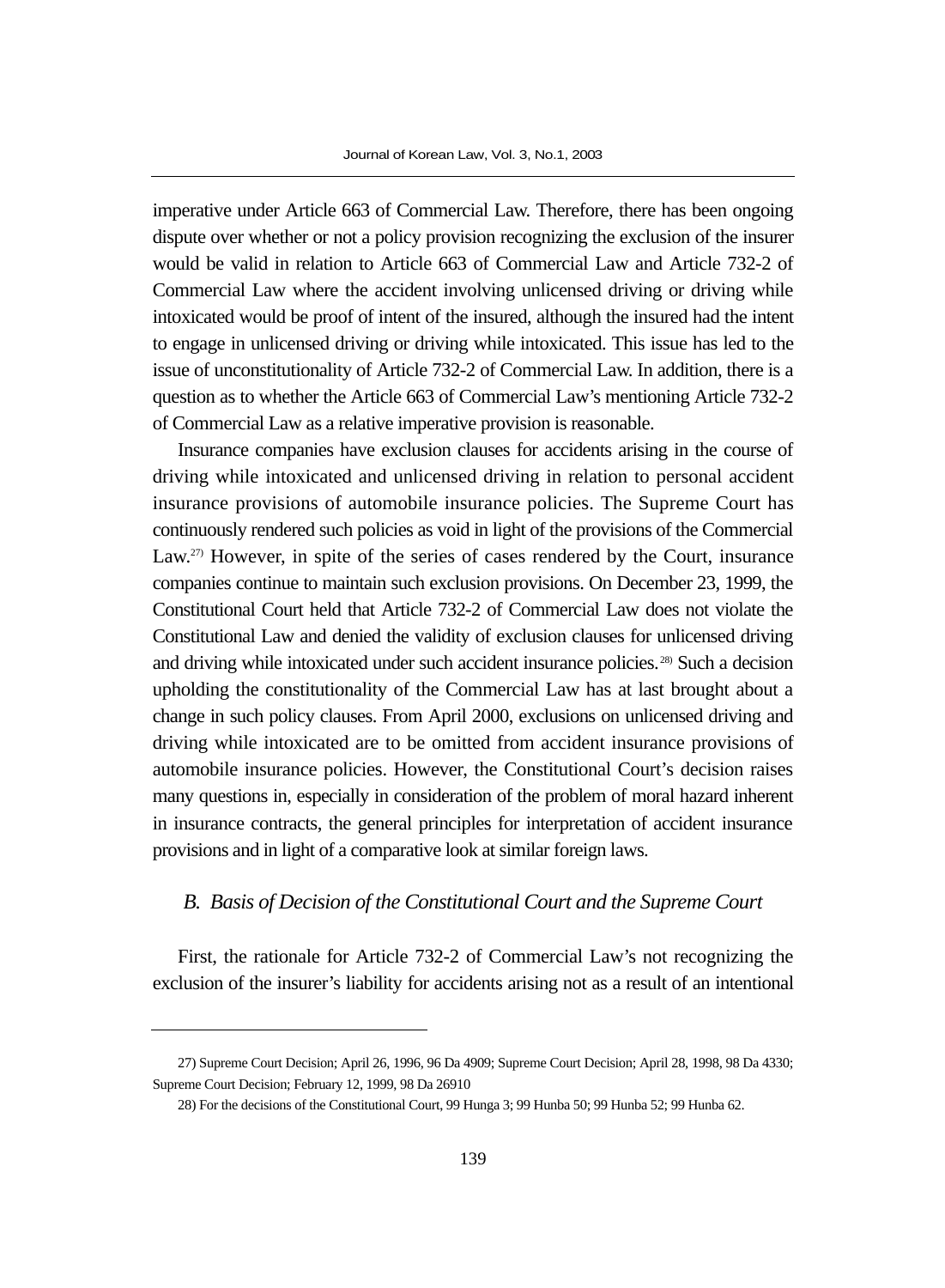imperative under Article 663 of Commercial Law. Therefore, there has been ongoing dispute over whether or not a policy provision recognizing the exclusion of the insurer would be valid in relation to Article 663 of Commercial Law and Article 732-2 of Commercial Law where the accident involving unlicensed driving or driving while intoxicated would be proof of intent of the insured, although the insured had the intent to engage in unlicensed driving or driving while intoxicated. This issue has led to the issue of unconstitutionality of Article 732-2 of Commercial Law. In addition, there is a question as to whether the Article 663 of Commercial Law's mentioning Article 732-2 of Commercial Law as a relative imperative provision is reasonable.

Insurance companies have exclusion clauses for accidents arising in the course of driving while intoxicated and unlicensed driving in relation to personal accident insurance provisions of automobile insurance policies. The Supreme Court has continuously rendered such policies as void in light of the provisions of the Commercial Law.[27] However, in spite of the series of cases rendered by the Court, insurance companies continue to maintain such exclusion provisions. On December 23, 1999, the Constitutional Court held that Article 732-2 of Commercial Law does not violate the Constitutional Law and denied the validity of exclusion clauses for unlicensed driving and driving while intoxicated under such accident insurance policies.[28] Such a decision upholding the constitutionality of the Commercial Law has at last brought about a change in such policy clauses. From April 2000, exclusions on unlicensed driving and driving while intoxicated are to be omitted from accident insurance provisions of automobile insurance policies. However, the Constitutional Court's decision raises many questions in, especially in consideration of the problem of moral hazard inherent in insurance contracts, the general principles for interpretation of accident insurance provisions and in light of a comparative look at similar foreign laws.

### *B. Basis of Decision of the Constitutional Court and the Supreme Court*

First, the rationale for Article 732-2 of Commercial Law's not recognizing the exclusion of the insurer's liability for accidents arising not as a result of an intentional

---

27) Supreme Court Decision; April 26, 1996, 96 Da 4909; Supreme Court Decision; April 28, 1998, 98 Da 4330; Supreme Court Decision; February 12, 1999, 98 Da 26910

28) For the decisions of the Constitutional Court, 99 Hunga 3; 99 Hunba 50; 99 Hunba 52; 99 Hunba 62.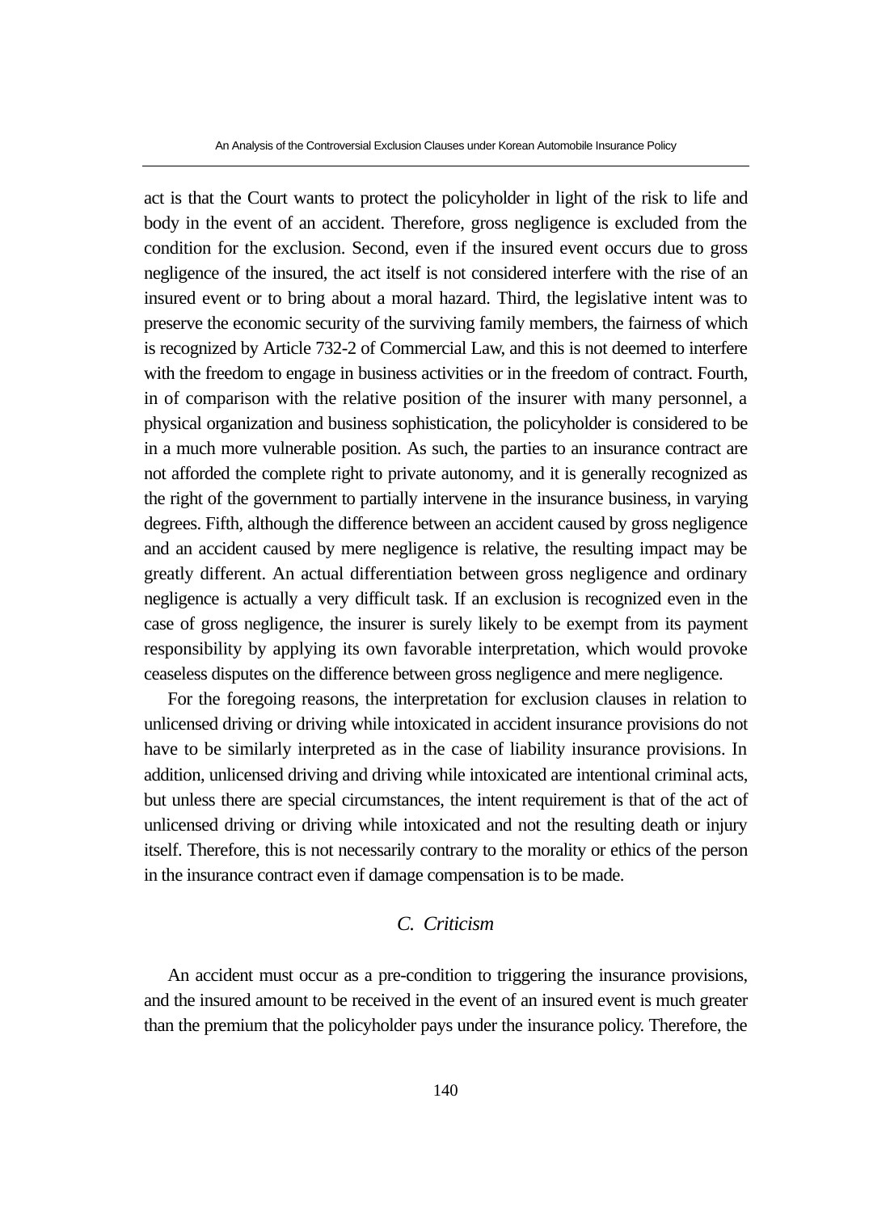act is that the Court wants to protect the policyholder in light of the risk to life and body in the event of an accident. Therefore, gross negligence is excluded from the condition for the exclusion. Second, even if the insured event occurs due to gross negligence of the insured, the act itself is not considered interfere with the rise of an insured event or to bring about a moral hazard. Third, the legislative intent was to preserve the economic security of the surviving family members, the fairness of which is recognized by Article 732-2 of Commercial Law, and this is not deemed to interfere with the freedom to engage in business activities or in the freedom of contract. Fourth, in of comparison with the relative position of the insurer with many personnel, a physical organization and business sophistication, the policyholder is considered to be in a much more vulnerable position. As such, the parties to an insurance contract are not afforded the complete right to private autonomy, and it is generally recognized as the right of the government to partially intervene in the insurance business, in varying degrees. Fifth, although the difference between an accident caused by gross negligence and an accident caused by mere negligence is relative, the resulting impact may be greatly different. An actual differentiation between gross negligence and ordinary negligence is actually a very difficult task. If an exclusion is recognized even in the case of gross negligence, the insurer is surely likely to be exempt from its payment responsibility by applying its own favorable interpretation, which would provoke ceaseless disputes on the difference between gross negligence and mere negligence.

For the foregoing reasons, the interpretation for exclusion clauses in relation to unlicensed driving or driving while intoxicated in accident insurance provisions do not have to be similarly interpreted as in the case of liability insurance provisions. In addition, unlicensed driving and driving while intoxicated are intentional criminal acts, but unless there are special circumstances, the intent requirement is that of the act of unlicensed driving or driving while intoxicated and not the resulting death or injury itself. Therefore, this is not necessarily contrary to the morality or ethics of the person in the insurance contract even if damage compensation is to be made.

### *C. Criticism*

An accident must occur as a pre-condition to triggering the insurance provisions, and the insured amount to be received in the event of an insured event is much greater than the premium that the policyholder pays under the insurance policy. Therefore, the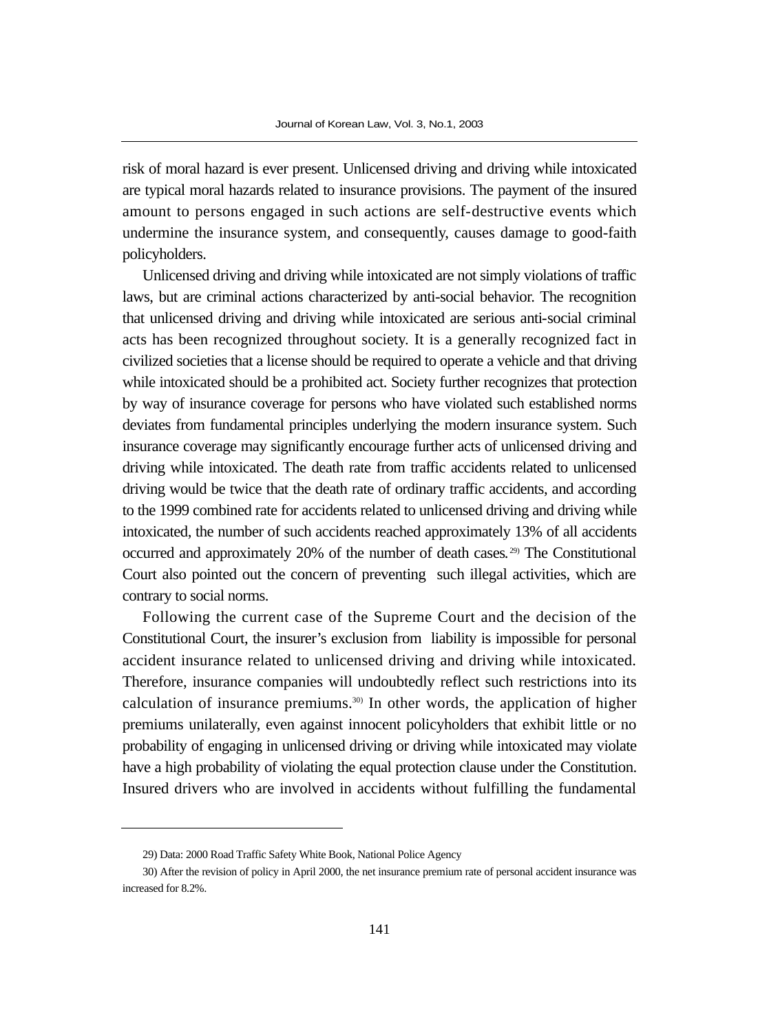risk of moral hazard is ever present. Unlicensed driving and driving while intoxicated are typical moral hazards related to insurance provisions. The payment of the insured amount to persons engaged in such actions are self-destructive events which undermine the insurance system, and consequently, causes damage to good-faith policyholders.

Unlicensed driving and driving while intoxicated are not simply violations of traffic laws, but are criminal actions characterized by anti-social behavior. The recognition that unlicensed driving and driving while intoxicated are serious anti-social criminal acts has been recognized throughout society. It is a generally recognized fact in civilized societies that a license should be required to operate a vehicle and that driving while intoxicated should be a prohibited act. Society further recognizes that protection by way of insurance coverage for persons who have violated such established norms deviates from fundamental principles underlying the modern insurance system. Such insurance coverage may significantly encourage further acts of unlicensed driving and driving while intoxicated. The death rate from traffic accidents related to unlicensed driving would be twice that the death rate of ordinary traffic accidents, and according to the 1999 combined rate for accidents related to unlicensed driving and driving while intoxicated, the number of such accidents reached approximately 13% of all accidents occurred and approximately 20% of the number of death cases.[29] The Constitutional Court also pointed out the concern of preventing such illegal activities, which are contrary to social norms.

Following the current case of the Supreme Court and the decision of the Constitutional Court, the insurer's exclusion from liability is impossible for personal accident insurance related to unlicensed driving and driving while intoxicated. Therefore, insurance companies will undoubtedly reflect such restrictions into its calculation of insurance premiums.[30] In other words, the application of higher premiums unilaterally, even against innocent policyholders that exhibit little or no probability of engaging in unlicensed driving or driving while intoxicated may violate have a high probability of violating the equal protection clause under the Constitution. Insured drivers who are involved in accidents without fulfilling the fundamental

---

29) Data: 2000 Road Traffic Safety White Book, National Police Agency

30) After the revision of policy in April 2000, the net insurance premium rate of personal accident insurance was increased for 8.2%.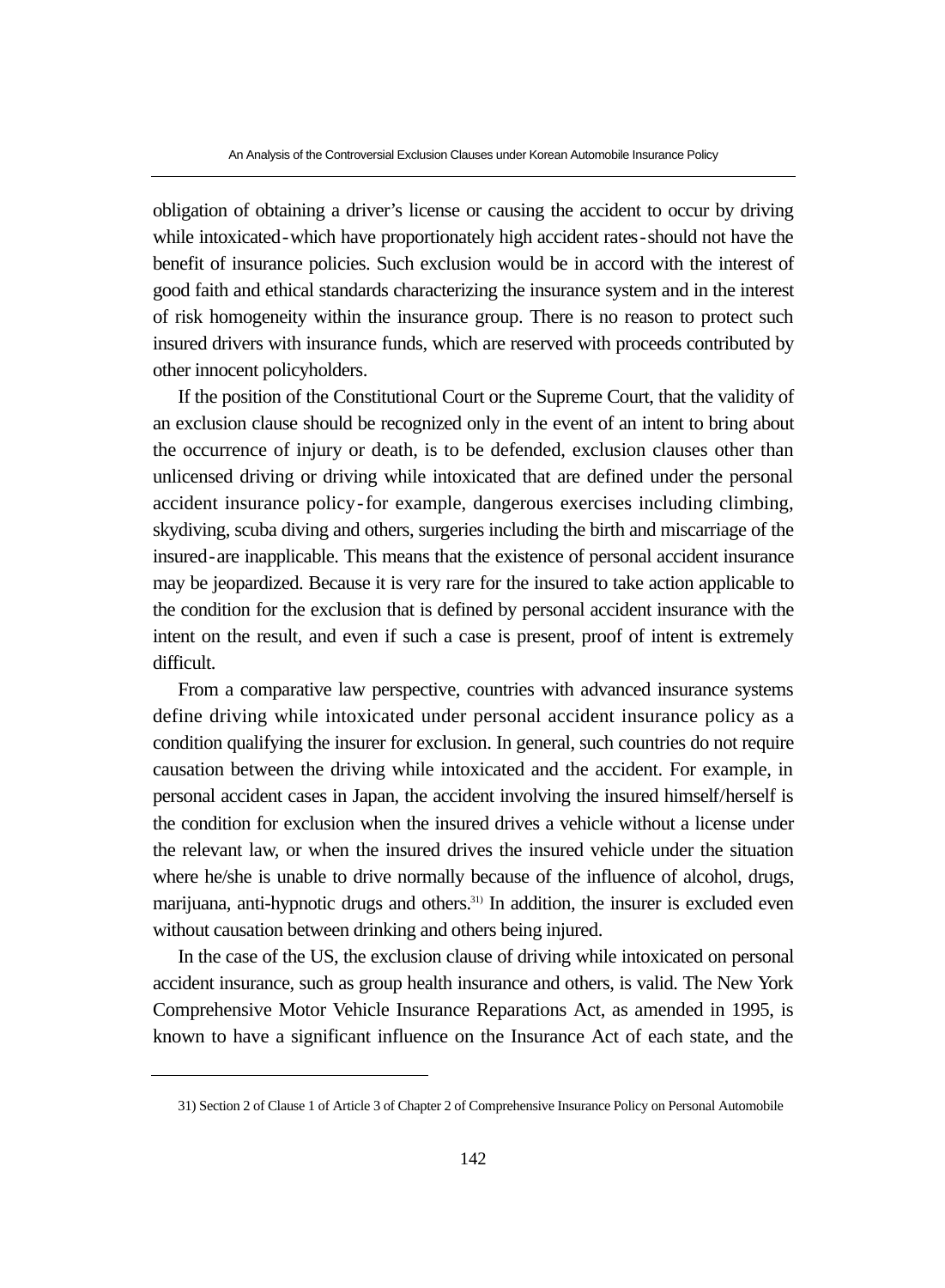obligation of obtaining a driver's license or causing the accident to occur by driving while intoxicated - which have proportionately high accident rates - should not have the benefit of insurance policies. Such exclusion would be in accord with the interest of good faith and ethical standards characterizing the insurance system and in the interest of risk homogeneity within the insurance group. There is no reason to protect such insured drivers with insurance funds, which are reserved with proceeds contributed by other innocent policyholders.

If the position of the Constitutional Court or the Supreme Court, that the validity of an exclusion clause should be recognized only in the event of an intent to bring about the occurrence of injury or death, is to be defended, exclusion clauses other than unlicensed driving or driving while intoxicated that are defined under the personal accident insurance policy - for example, dangerous exercises including climbing, skydiving, scuba diving and others, surgeries including the birth and miscarriage of the insured - are inapplicable. This means that the existence of personal accident insurance may be jeopardized. Because it is very rare for the insured to take action applicable to the condition for the exclusion that is defined by personal accident insurance with the intent on the result, and even if such a case is present, proof of intent is extremely difficult.

From a comparative law perspective, countries with advanced insurance systems define driving while intoxicated under personal accident insurance policy as a condition qualifying the insurer for exclusion. In general, such countries do not require causation between the driving while intoxicated and the accident. For example, in personal accident cases in Japan, the accident involving the insured himself/herself is the condition for exclusion when the insured drives a vehicle without a license under the relevant law, or when the insured drives the insured vehicle under the situation where he/she is unable to drive normally because of the influence of alcohol, drugs, marijuana, anti-hypnotic drugs and others.[31] In addition, the insurer is excluded even without causation between drinking and others being injured.

In the case of the US, the exclusion clause of driving while intoxicated on personal accident insurance, such as group health insurance and others, is valid. The New York Comprehensive Motor Vehicle Insurance Reparations Act, as amended in 1995, is known to have a significant influence on the Insurance Act of each state, and the

---

31) Section 2 of Clause 1 of Article 3 of Chapter 2 of Comprehensive Insurance Policy on Personal Automobile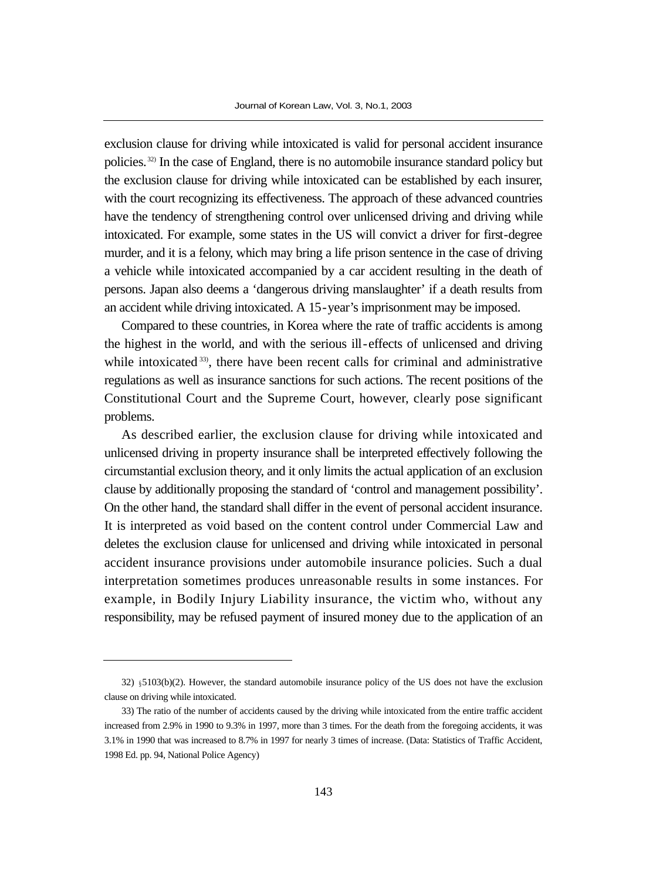exclusion clause for driving while intoxicated is valid for personal accident insurance policies.[32] In the case of England, there is no automobile insurance standard policy but the exclusion clause for driving while intoxicated can be established by each insurer, with the court recognizing its effectiveness. The approach of these advanced countries have the tendency of strengthening control over unlicensed driving and driving while intoxicated. For example, some states in the US will convict a driver for first-degree murder, and it is a felony, which may bring a life prison sentence in the case of driving a vehicle while intoxicated accompanied by a car accident resulting in the death of persons. Japan also deems a 'dangerous driving manslaughter' if a death results from an accident while driving intoxicated. A 15-year's imprisonment may be imposed.

Compared to these countries, in Korea where the rate of traffic accidents is among the highest in the world, and with the serious ill-effects of unlicensed and driving while intoxicated[33], there have been recent calls for criminal and administrative regulations as well as insurance sanctions for such actions. The recent positions of the Constitutional Court and the Supreme Court, however, clearly pose significant problems.

As described earlier, the exclusion clause for driving while intoxicated and unlicensed driving in property insurance shall be interpreted effectively following the circumstantial exclusion theory, and it only limits the actual application of an exclusion clause by additionally proposing the standard of 'control and management possibility'. On the other hand, the standard shall differ in the event of personal accident insurance. It is interpreted as void based on the content control under Commercial Law and deletes the exclusion clause for unlicensed and driving while intoxicated in personal accident insurance provisions under automobile insurance policies. Such a dual interpretation sometimes produces unreasonable results in some instances. For example, in Bodily Injury Liability insurance, the victim who, without any responsibility, may be refused payment of insured money due to the application of an

---

32) §5103(b)(2). However, the standard automobile insurance policy of the US does not have the exclusion clause on driving while intoxicated.

33) The ratio of the number of accidents caused by the driving while intoxicated from the entire traffic accident increased from 2.9% in 1990 to 9.3% in 1997, more than 3 times. For the death from the foregoing accidents, it was 3.1% in 1990 that was increased to 8.7% in 1997 for nearly 3 times of increase. (Data: Statistics of Traffic Accident, 1998 Ed. pp. 94, National Police Agency)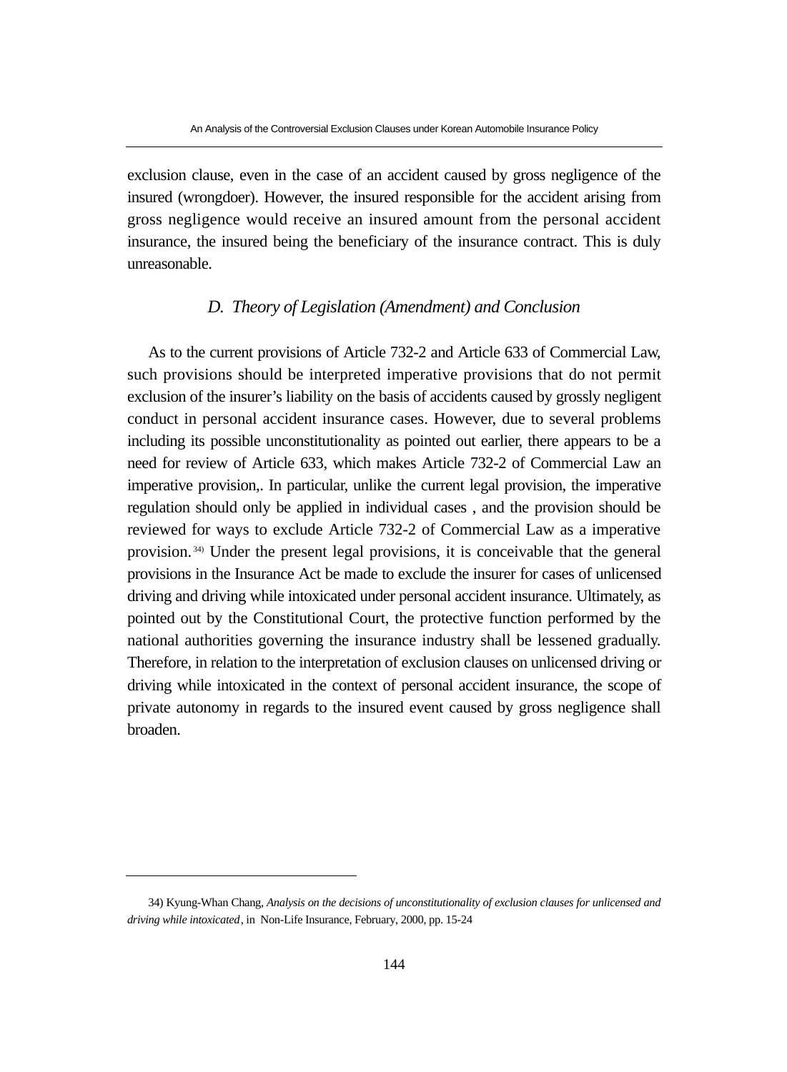exclusion clause, even in the case of an accident caused by gross negligence of the insured (wrongdoer). However, the insured responsible for the accident arising from gross negligence would receive an insured amount from the personal accident insurance, the insured being the beneficiary of the insurance contract. This is duly unreasonable.

### *D. Theory of Legislation (Amendment) and Conclusion*

As to the current provisions of Article 732-2 and Article 633 of Commercial Law, such provisions should be interpreted imperative provisions that do not permit exclusion of the insurer's liability on the basis of accidents caused by grossly negligent conduct in personal accident insurance cases. However, due to several problems including its possible unconstitutionality as pointed out earlier, there appears to be a need for review of Article 633, which makes Article 732-2 of Commercial Law an imperative provision,. In particular, unlike the current legal provision, the imperative regulation should only be applied in individual cases , and the provision should be reviewed for ways to exclude Article 732-2 of Commercial Law as a imperative provision.[34] Under the present legal provisions, it is conceivable that the general provisions in the Insurance Act be made to exclude the insurer for cases of unlicensed driving and driving while intoxicated under personal accident insurance. Ultimately, as pointed out by the Constitutional Court, the protective function performed by the national authorities governing the insurance industry shall be lessened gradually. Therefore, in relation to the interpretation of exclusion clauses on unlicensed driving or driving while intoxicated in the context of personal accident insurance, the scope of private autonomy in regards to the insured event caused by gross negligence shall broaden.

---

34) Kyung-Whan Chang, *Analysis on the decisions of unconstitutionality of exclusion clauses for unlicensed and driving while intoxicated*, in Non-Life Insurance, February, 2000, pp. 15-24